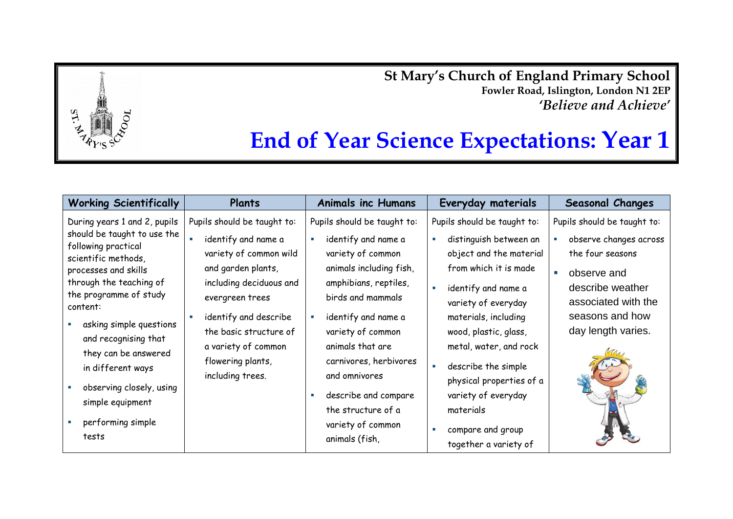**St Mary's Church of England Primary School**
**Fowler Road, Islington, London N1 2EP**
***'Believe and Achieve'***

# End of Year Science Expectations: Year 1

| Working Scientifically | Plants | Animals inc Humans | Everyday materials | Seasonal Changes |
|---|---|---|---|---|
| During years 1 and 2, pupils should be taught to use the following practical scientific methods, processes and skills through the teaching of the programme of study content:<br>▪ asking simple questions and recognising that they can be answered in different ways<br>▪ observing closely, using simple equipment<br>▪ performing simple tests | Pupils should be taught to:<br>▪ identify and name a variety of common wild and garden plants, including deciduous and evergreen trees<br>▪ identify and describe the basic structure of a variety of common flowering plants, including trees. | Pupils should be taught to:<br>▪ identify and name a variety of common animals including fish, amphibians, reptiles, birds and mammals<br>▪ identify and name a variety of common animals that are carnivores, herbivores and omnivores<br>▪ describe and compare the structure of a variety of common animals (fish, | Pupils should be taught to:<br>▪ distinguish between an object and the material from which it is made<br>▪ identify and name a variety of everyday materials, including wood, plastic, glass, metal, water, and rock<br>▪ describe the simple physical properties of a variety of everyday materials<br>▪ compare and group together a variety of | Pupils should be taught to:<br>▪ observe changes across the four seasons<br>▪ observe and describe weather associated with the seasons and how day length varies. |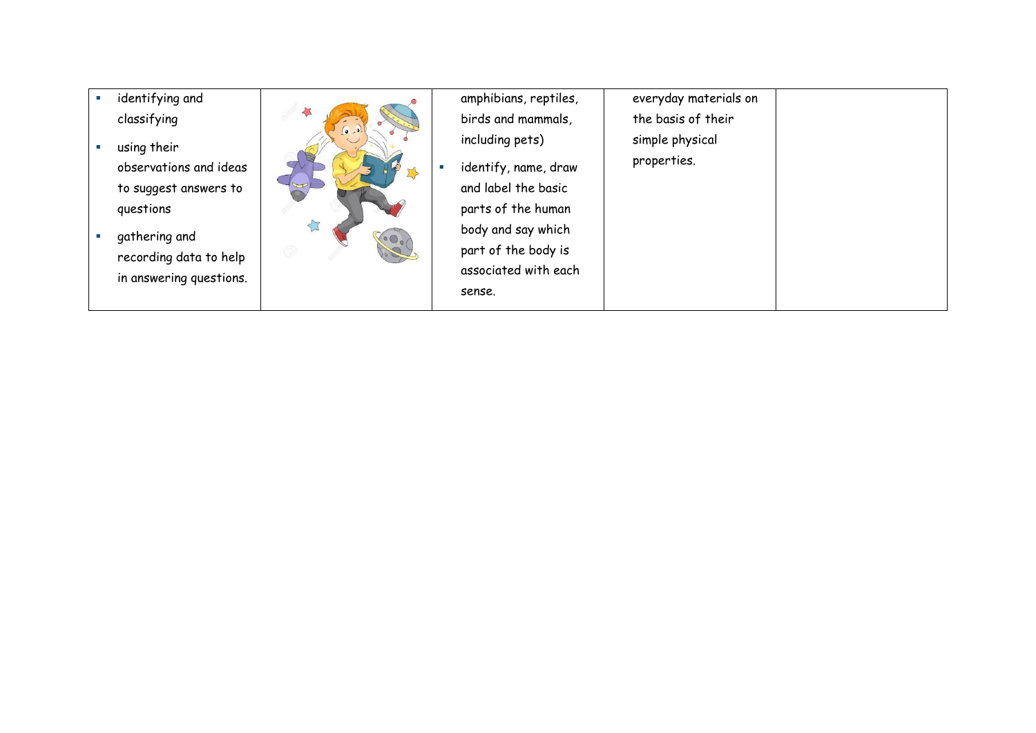| | | | | |
|---|---|---|---|---|
| ▪ identifying and classifying<br>▪ using their observations and ideas to suggest answers to questions<br>▪ gathering and recording data to help in answering questions. | | amphibians, reptiles, birds and mammals, including pets)<br>▪ identify, name, draw and label the basic parts of the human body and say which part of the body is associated with each sense. | everyday materials on the basis of their simple physical properties. | |